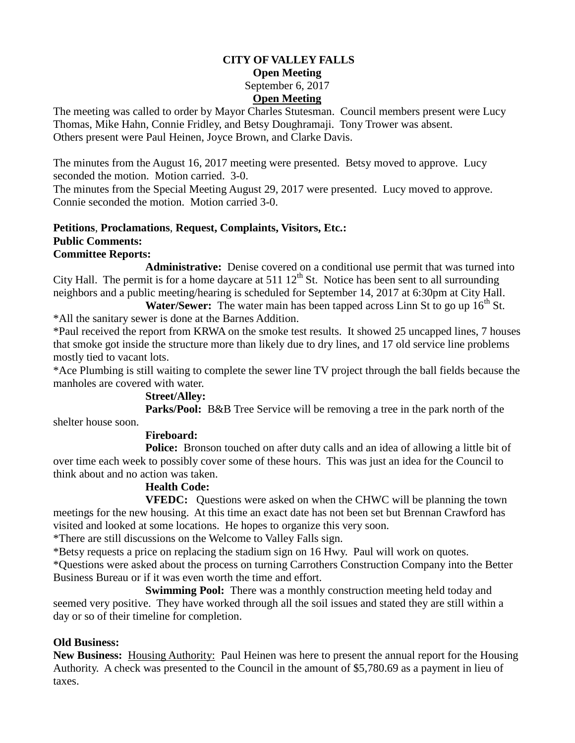# CITY OF VALLEY FALLS

**Open Meeting**

September 6, 2017

## Open Meeting

The meeting was called to order by Mayor Charles Stutesman. Council members present were Lucy Thomas, Mike Hahn, Connie Fridley, and Betsy Doughramaji. Tony Trower was absent. Others present were Paul Heinen, Joyce Brown, and Clarke Davis.

The minutes from the August 16, 2017 meeting were presented. Betsy moved to approve. Lucy seconded the motion. Motion carried. 3-0.
The minutes from the Special Meeting August 29, 2017 were presented. Lucy moved to approve. Connie seconded the motion. Motion carried 3-0.

**Petitions**, **Proclamations**, **Request, Complaints, Visitors, Etc.:**
**Public Comments:**
**Committee Reports:**

**Administrative:** Denise covered on a conditional use permit that was turned into City Hall. The permit is for a home daycare at 511 12th St. Notice has been sent to all surrounding neighbors and a public meeting/hearing is scheduled for September 14, 2017 at 6:30pm at City Hall.

**Water/Sewer:** The water main has been tapped across Linn St to go up 16th St.
*All the sanitary sewer is done at the Barnes Addition.
*Paul received the report from KRWA on the smoke test results. It showed 25 uncapped lines, 7 houses that smoke got inside the structure more than likely due to dry lines, and 17 old service line problems mostly tied to vacant lots.
*Ace Plumbing is still waiting to complete the sewer line TV project through the ball fields because the manholes are covered with water.

**Street/Alley:**

**Parks/Pool:** B&B Tree Service will be removing a tree in the park north of the shelter house soon.

**Fireboard:**

**Police:** Bronson touched on after duty calls and an idea of allowing a little bit of over time each week to possibly cover some of these hours. This was just an idea for the Council to think about and no action was taken.

**Health Code:**

**VFEDC:** Questions were asked on when the CHWC will be planning the town meetings for the new housing. At this time an exact date has not been set but Brennan Crawford has visited and looked at some locations. He hopes to organize this very soon.
*There are still discussions on the Welcome to Valley Falls sign.
*Betsy requests a price on replacing the stadium sign on 16 Hwy. Paul will work on quotes.
*Questions were asked about the process on turning Carrothers Construction Company into the Better Business Bureau or if it was even worth the time and effort.

**Swimming Pool:** There was a monthly construction meeting held today and seemed very positive. They have worked through all the soil issues and stated they are still within a day or so of their timeline for completion.

**Old Business:**
**New Business:** Housing Authority: Paul Heinen was here to present the annual report for the Housing Authority. A check was presented to the Council in the amount of $5,780.69 as a payment in lieu of taxes.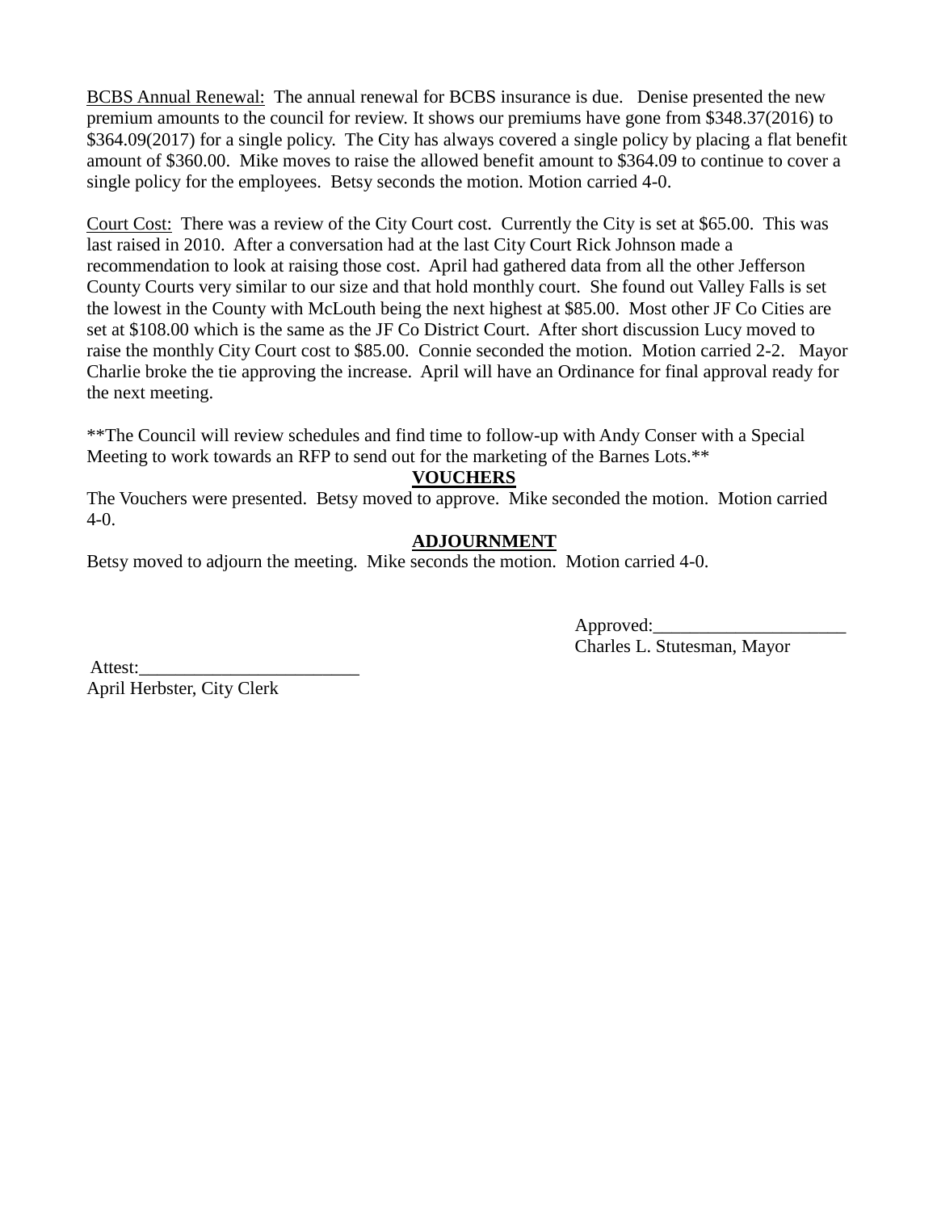BCBS Annual Renewal: The annual renewal for BCBS insurance is due. Denise presented the new premium amounts to the council for review. It shows our premiums have gone from $348.37(2016) to $364.09(2017) for a single policy. The City has always covered a single policy by placing a flat benefit amount of $360.00. Mike moves to raise the allowed benefit amount to $364.09 to continue to cover a single policy for the employees. Betsy seconds the motion. Motion carried 4-0.

Court Cost: There was a review of the City Court cost. Currently the City is set at $65.00. This was last raised in 2010. After a conversation had at the last City Court Rick Johnson made a recommendation to look at raising those cost. April had gathered data from all the other Jefferson County Courts very similar to our size and that hold monthly court. She found out Valley Falls is set the lowest in the County with McLouth being the next highest at $85.00. Most other JF Co Cities are set at $108.00 which is the same as the JF Co District Court. After short discussion Lucy moved to raise the monthly City Court cost to $85.00. Connie seconded the motion. Motion carried 2-2. Mayor Charlie broke the tie approving the increase. April will have an Ordinance for final approval ready for the next meeting.

**The Council will review schedules and find time to follow-up with Andy Conser with a Special Meeting to work towards an RFP to send out for the marketing of the Barnes Lots.**

**VOUCHERS**

The Vouchers were presented. Betsy moved to approve. Mike seconded the motion. Motion carried 4-0.

**ADJOURNMENT**

Betsy moved to adjourn the meeting. Mike seconds the motion. Motion carried 4-0.

Approved:_____________________
Charles L. Stutesman, Mayor

Attest:________________________
April Herbster, City Clerk